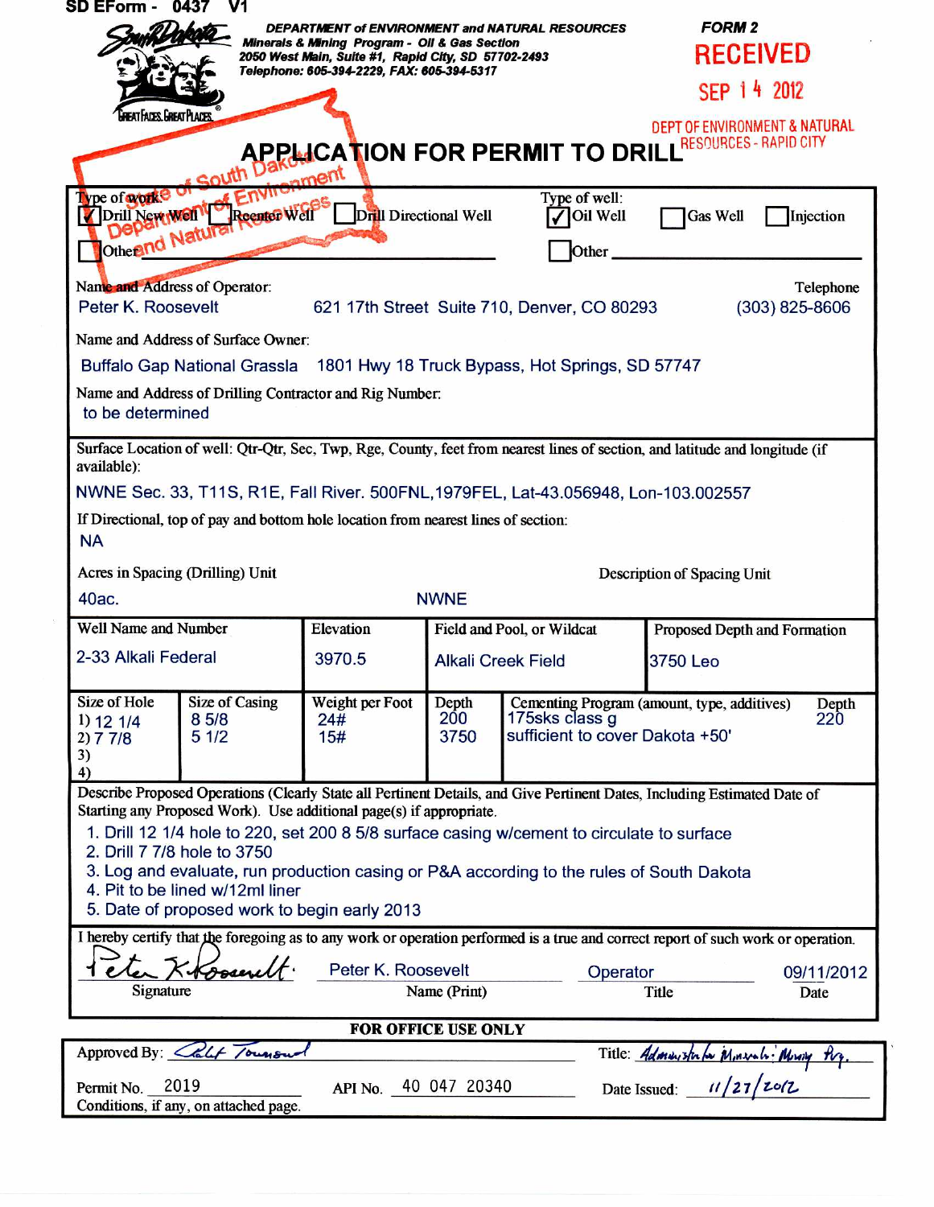SD EForm - 0437 V1

**DEPARTMENT of ENVIRONMENT and NATURAL RESOURCES**
**Minerals & Mining Program - Oil & Gas Section**
**2050 West Main, Suite #1, Rapid City, SD 57702-2493**
**Telephone: 605-394-2229, FAX: 605-394-5317**

**FORM 2**

RECEIVED
SEP 14 2012
DEPT OF ENVIRONMENT & NATURAL RESOURCES - RAPID CITY

State of South Dakota Department of Environment and Natural Resources

# APPLICATION FOR PERMIT TO DRILL

Type of work: ☑ Drill New Well ☐ Reenter Well ☐ Drill Directional Well ☐ Other

Type of well: ☑ Oil Well ☐ Gas Well ☐ Injection ☐ Other

Name and Address of Operator: Peter K. Roosevelt 621 17th Street Suite 710, Denver, CO 80293
Telephone: (303) 825-8606

Name and Address of Surface Owner:
Buffalo Gap National Grassla 1801 Hwy 18 Truck Bypass, Hot Springs, SD 57747

Name and Address of Drilling Contractor and Rig Number:
to be determined

Surface Location of well: Qtr-Qtr, Sec, Twp, Rge, County, feet from nearest lines of section, and latitude and longitude (if available):
NWNE Sec. 33, T11S, R1E, Fall River. 500FNL,1979FEL, Lat-43.056948, Lon-103.002557

If Directional, top of pay and bottom hole location from nearest lines of section:
NA

Acres in Spacing (Drilling) Unit: 40ac.
Description of Spacing Unit: NWNE

| Well Name and Number | Elevation | Field and Pool, or Wildcat | Proposed Depth and Formation |
|---|---|---|---|
| 2-33 Alkali Federal | 3970.5 | Alkali Creek Field | 3750 Leo |

| Size of Hole | Size of Casing | Weight per Foot | Depth | Cementing Program (amount, type, additives) | Depth |
|---|---|---|---|---|---|
| 1) 12 1/4 | 8 5/8 | 24# | 200 | 175sks class g | 220 |
| 2) 7 7/8 | 5 1/2 | 15# | 3750 | sufficient to cover Dakota +50' | |
| 3) | | | | | |
| 4) | | | | | |

Describe Proposed Operations (Clearly State all Pertinent Details, and Give Pertinent Dates, Including Estimated Date of Starting any Proposed Work). Use additional page(s) if appropriate.

1. Drill 12 1/4 hole to 220, set 200 8 5/8 surface casing w/cement to circulate to surface
2. Drill 7 7/8 hole to 3750
3. Log and evaluate, run production casing or P&A according to the rules of South Dakota
4. Pit to be lined w/12ml liner
5. Date of proposed work to begin early 2013

I hereby certify that the foregoing as to any work or operation performed is a true and correct report of such work or operation.

| Signature | Name (Print) | Title | Date |
|---|---|---|---|
| Peter K. Roosevelt (signature) | Peter K. Roosevelt | Operator | 09/11/2012 |

**FOR OFFICE USE ONLY**

Approved By: Ralf Townsend (signature)
Title: Administrator Minerals: Mining Prg.

Permit No. 2019
API No. 40 047 20340
Date Issued: 11/27/2012

Conditions, if any, on attached page.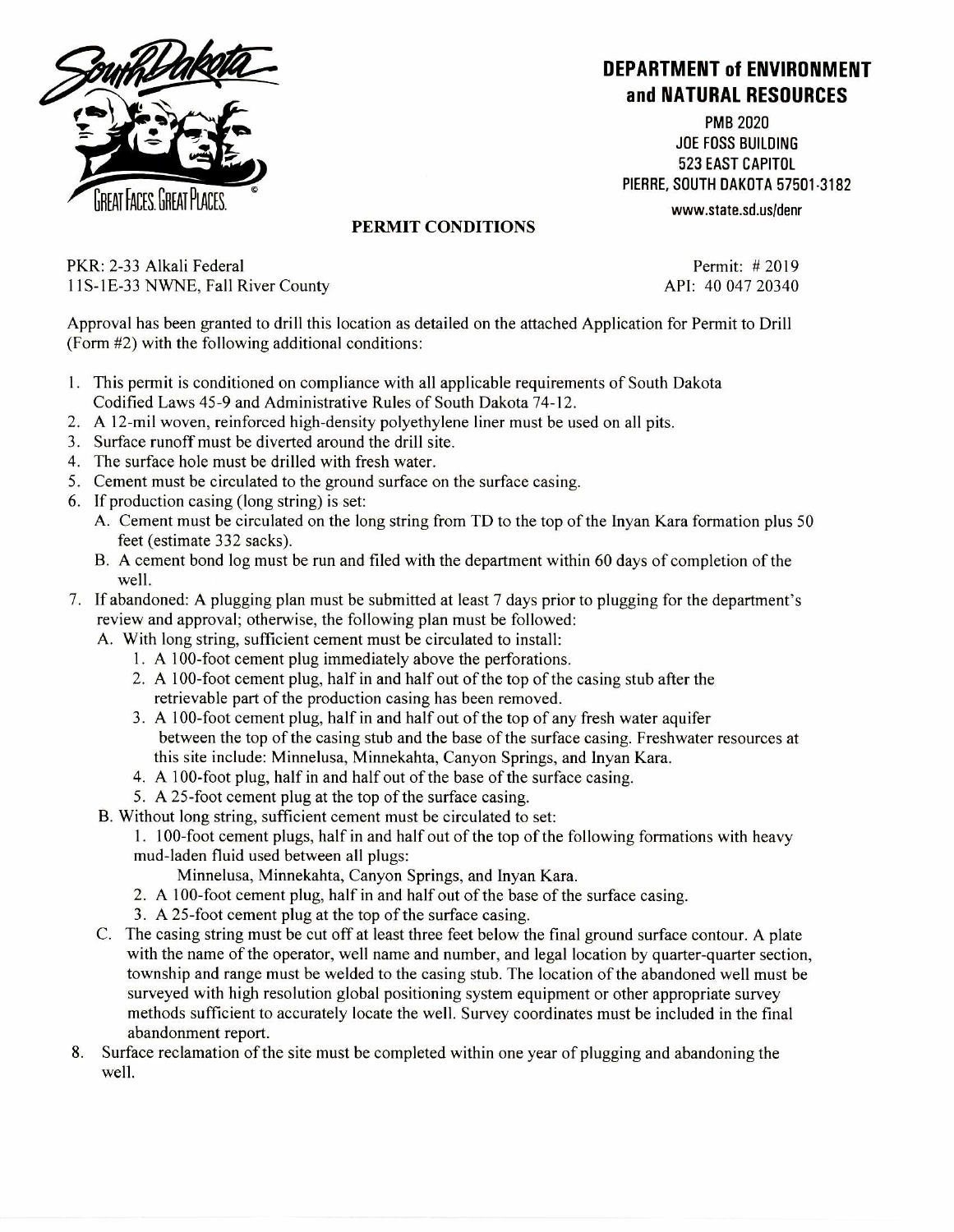# DEPARTMENT of ENVIRONMENT and NATURAL RESOURCES

PMB 2020
JOE FOSS BUILDING
523 EAST CAPITOL
PIERRE, SOUTH DAKOTA 57501-3182

www.state.sd.us/denr

## PERMIT CONDITIONS

PKR: 2-33 Alkali Federal
11S-1E-33 NWNE, Fall River County

Permit: # 2019
API: 40 047 20340

Approval has been granted to drill this location as detailed on the attached Application for Permit to Drill (Form #2) with the following additional conditions:

1. This permit is conditioned on compliance with all applicable requirements of South Dakota Codified Laws 45-9 and Administrative Rules of South Dakota 74-12.
2. A 12-mil woven, reinforced high-density polyethylene liner must be used on all pits.
3. Surface runoff must be diverted around the drill site.
4. The surface hole must be drilled with fresh water.
5. Cement must be circulated to the ground surface on the surface casing.
6. If production casing (long string) is set:
   A. Cement must be circulated on the long string from TD to the top of the Inyan Kara formation plus 50 feet (estimate 332 sacks).
   B. A cement bond log must be run and filed with the department within 60 days of completion of the well.
7. If abandoned: A plugging plan must be submitted at least 7 days prior to plugging for the department's review and approval; otherwise, the following plan must be followed:
   A. With long string, sufficient cement must be circulated to install:
      1. A 100-foot cement plug immediately above the perforations.
      2. A 100-foot cement plug, half in and half out of the top of the casing stub after the retrievable part of the production casing has been removed.
      3. A 100-foot cement plug, half in and half out of the top of any fresh water aquifer between the top of the casing stub and the base of the surface casing. Freshwater resources at this site include: Minnelusa, Minnekahta, Canyon Springs, and Inyan Kara.
      4. A 100-foot plug, half in and half out of the base of the surface casing.
      5. A 25-foot cement plug at the top of the surface casing.
   B. Without long string, sufficient cement must be circulated to set:
      1. 100-foot cement plugs, half in and half out of the top of the following formations with heavy mud-laden fluid used between all plugs:
         Minnelusa, Minnekahta, Canyon Springs, and Inyan Kara.
      2. A 100-foot cement plug, half in and half out of the base of the surface casing.
      3. A 25-foot cement plug at the top of the surface casing.
   C. The casing string must be cut off at least three feet below the final ground surface contour. A plate with the name of the operator, well name and number, and legal location by quarter-quarter section, township and range must be welded to the casing stub. The location of the abandoned well must be surveyed with high resolution global positioning system equipment or other appropriate survey methods sufficient to accurately locate the well. Survey coordinates must be included in the final abandonment report.
8. Surface reclamation of the site must be completed within one year of plugging and abandoning the well.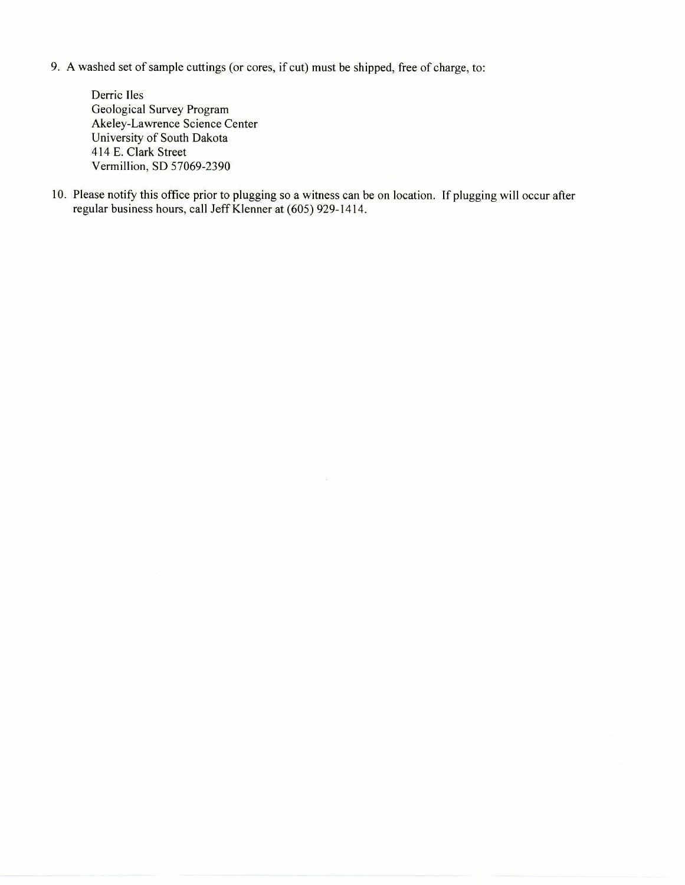9. A washed set of sample cuttings (or cores, if cut) must be shipped, free of charge, to:

   Derric Iles
   Geological Survey Program
   Akeley-Lawrence Science Center
   University of South Dakota
   414 E. Clark Street
   Vermillion, SD 57069-2390

10. Please notify this office prior to plugging so a witness can be on location. If plugging will occur after regular business hours, call Jeff Klenner at (605) 929-1414.